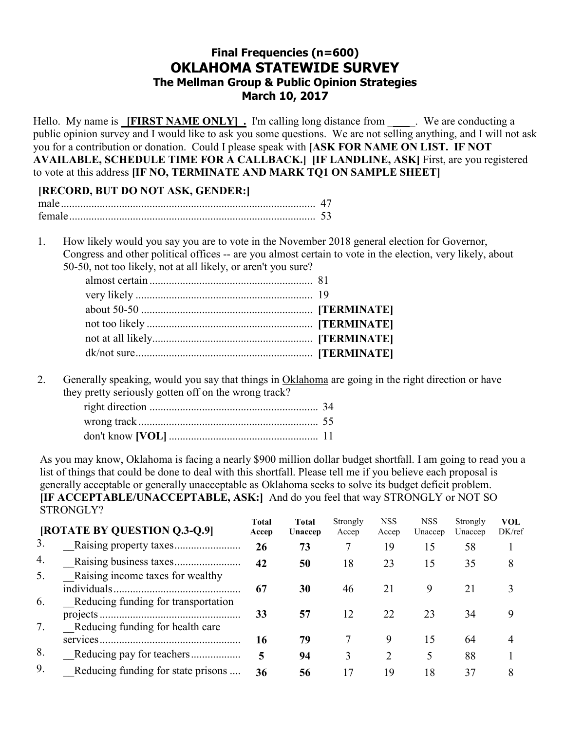# Final Frequencies (n=600)
# OKLAHOMA STATEWIDE SURVEY
## The Mellman Group & Public Opinion Strategies
## March 10, 2017

Hello. My name is **[FIRST NAME ONLY]** . I'm calling long distance from ____. We are conducting a public opinion survey and I would like to ask you some questions. We are not selling anything, and I will not ask you for a contribution or donation. Could I please speak with **[ASK FOR NAME ON LIST. IF NOT AVAILABLE, SCHEDULE TIME FOR A CALLBACK.] [IF LANDLINE, ASK]** First, are you registered to vote at this address **[IF NO, TERMINATE AND MARK TQ1 ON SAMPLE SHEET]**

**[RECORD, BUT DO NOT ASK, GENDER:]**

| | |
|---|---|
| male | 47 |
| female | 53 |

1. How likely would you say you are to vote in the November 2018 general election for Governor, Congress and other political offices -- are you almost certain to vote in the election, very likely, about 50-50, not too likely, not at all likely, or aren't you sure?

| | |
|---|---|
| almost certain | 81 |
| very likely | 19 |
| about 50-50 | **[TERMINATE]** |
| not too likely | **[TERMINATE]** |
| not at all likely | **[TERMINATE]** |
| dk/not sure | **[TERMINATE]** |

2. Generally speaking, would you say that things in Oklahoma are going in the right direction or have they pretty seriously gotten off on the wrong track?

| | |
|---|---|
| right direction | 34 |
| wrong track | 55 |
| don't know **[VOL]** | 11 |

As you may know, Oklahoma is facing a nearly $900 million dollar budget shortfall. I am going to read you a list of things that could be done to deal with this shortfall. Please tell me if you believe each proposal is generally acceptable or generally unacceptable as Oklahoma seeks to solve its budget deficit problem. **[IF ACCEPTABLE/UNACCEPTABLE, ASK:]** And do you feel that way STRONGLY or NOT SO STRONGLY?

| **[ROTATE BY QUESTION Q.3-Q.9]** | **Total Accep** | **Total Unaccep** | Strongly Accep | NSS Accep | NSS Unaccep | Strongly Unaccep | **VOL** DK/ref |
|---|---|---|---|---|---|---|---|
| 3. __Raising property taxes | **26** | **73** | 7 | 19 | 15 | 58 | 1 |
| 4. __Raising business taxes | **42** | **50** | 18 | 23 | 15 | 35 | 8 |
| 5. __Raising income taxes for wealthy individuals | **67** | **30** | 46 | 21 | 9 | 21 | 3 |
| 6. __Reducing funding for transportation projects | **33** | **57** | 12 | 22 | 23 | 34 | 9 |
| 7. __Reducing funding for health care services | **16** | **79** | 7 | 9 | 15 | 64 | 4 |
| 8. __Reducing pay for teachers | **5** | **94** | 3 | 2 | 5 | 88 | 1 |
| 9. __Reducing funding for state prisons | **36** | **56** | 17 | 19 | 18 | 37 | 8 |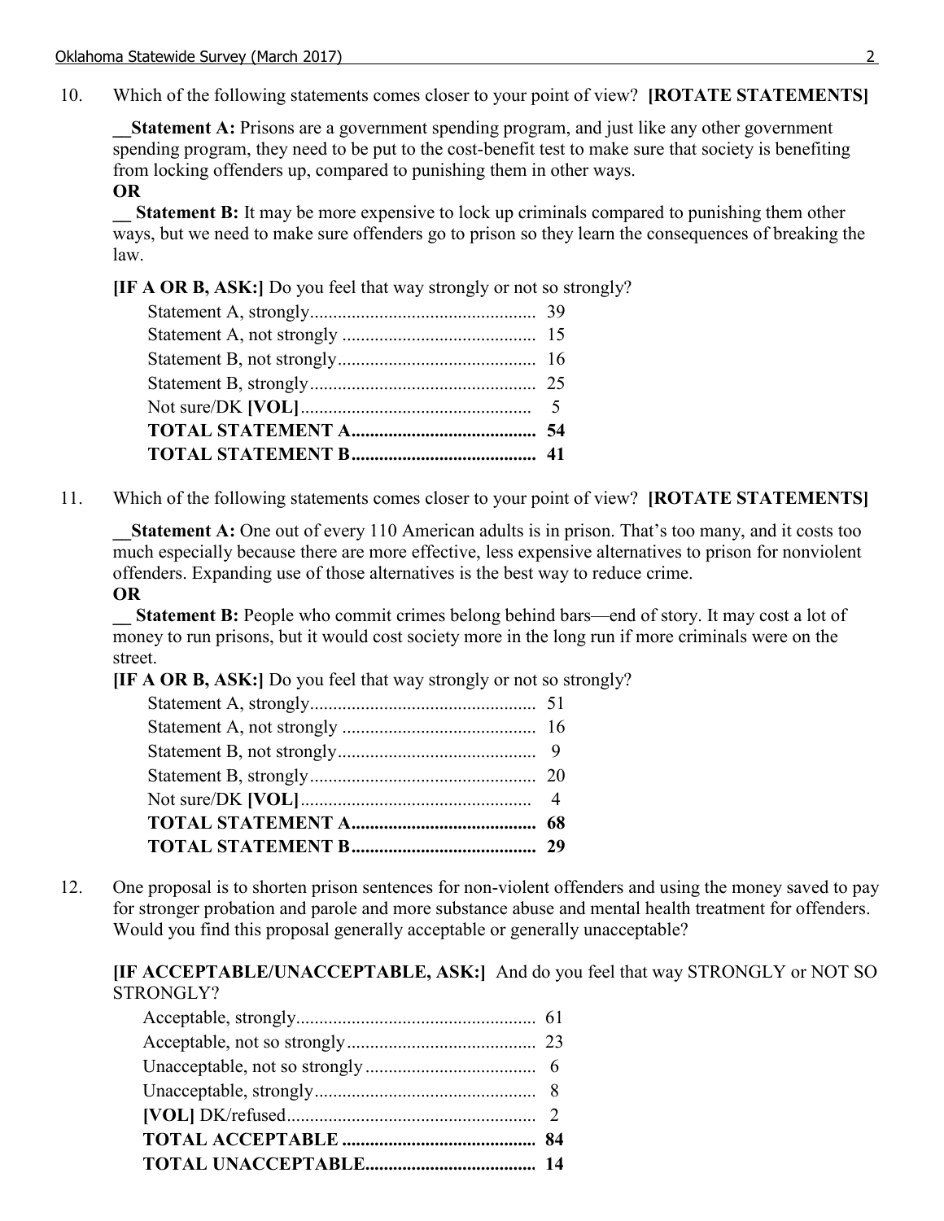10. Which of the following statements comes closer to your point of view? **[ROTATE STATEMENTS]**

    **__Statement A:** Prisons are a government spending program, and just like any other government spending program, they need to be put to the cost-benefit test to make sure that society is benefiting from locking offenders up, compared to punishing them in other ways.
    **OR**
    **__ Statement B:** It may be more expensive to lock up criminals compared to punishing them other ways, but we need to make sure offenders go to prison so they learn the consequences of breaking the law.

    **[IF A OR B, ASK:]** Do you feel that way strongly or not so strongly?

| | |
|---|---|
| Statement A, strongly | 39 |
| Statement A, not strongly | 15 |
| Statement B, not strongly | 16 |
| Statement B, strongly | 25 |
| Not sure/DK **[VOL]** | 5 |
| **TOTAL STATEMENT A** | **54** |
| **TOTAL STATEMENT B** | **41** |

11. Which of the following statements comes closer to your point of view? **[ROTATE STATEMENTS]**

    **__Statement A:** One out of every 110 American adults is in prison. That's too many, and it costs too much especially because there are more effective, less expensive alternatives to prison for nonviolent offenders. Expanding use of those alternatives is the best way to reduce crime.
    **OR**
    **__ Statement B:** People who commit crimes belong behind bars—end of story. It may cost a lot of money to run prisons, but it would cost society more in the long run if more criminals were on the street.

    **[IF A OR B, ASK:]** Do you feel that way strongly or not so strongly?

| | |
|---|---|
| Statement A, strongly | 51 |
| Statement A, not strongly | 16 |
| Statement B, not strongly | 9 |
| Statement B, strongly | 20 |
| Not sure/DK **[VOL]** | 4 |
| **TOTAL STATEMENT A** | **68** |
| **TOTAL STATEMENT B** | **29** |

12. One proposal is to shorten prison sentences for non-violent offenders and using the money saved to pay for stronger probation and parole and more substance abuse and mental health treatment for offenders. Would you find this proposal generally acceptable or generally unacceptable?

    **[IF ACCEPTABLE/UNACCEPTABLE, ASK:]** And do you feel that way STRONGLY or NOT SO STRONGLY?

| | |
|---|---|
| Acceptable, strongly | 61 |
| Acceptable, not so strongly | 23 |
| Unacceptable, not so strongly | 6 |
| Unacceptable, strongly | 8 |
| **[VOL]** DK/refused | 2 |
| **TOTAL ACCEPTABLE** | **84** |
| **TOTAL UNACCEPTABLE** | **14** |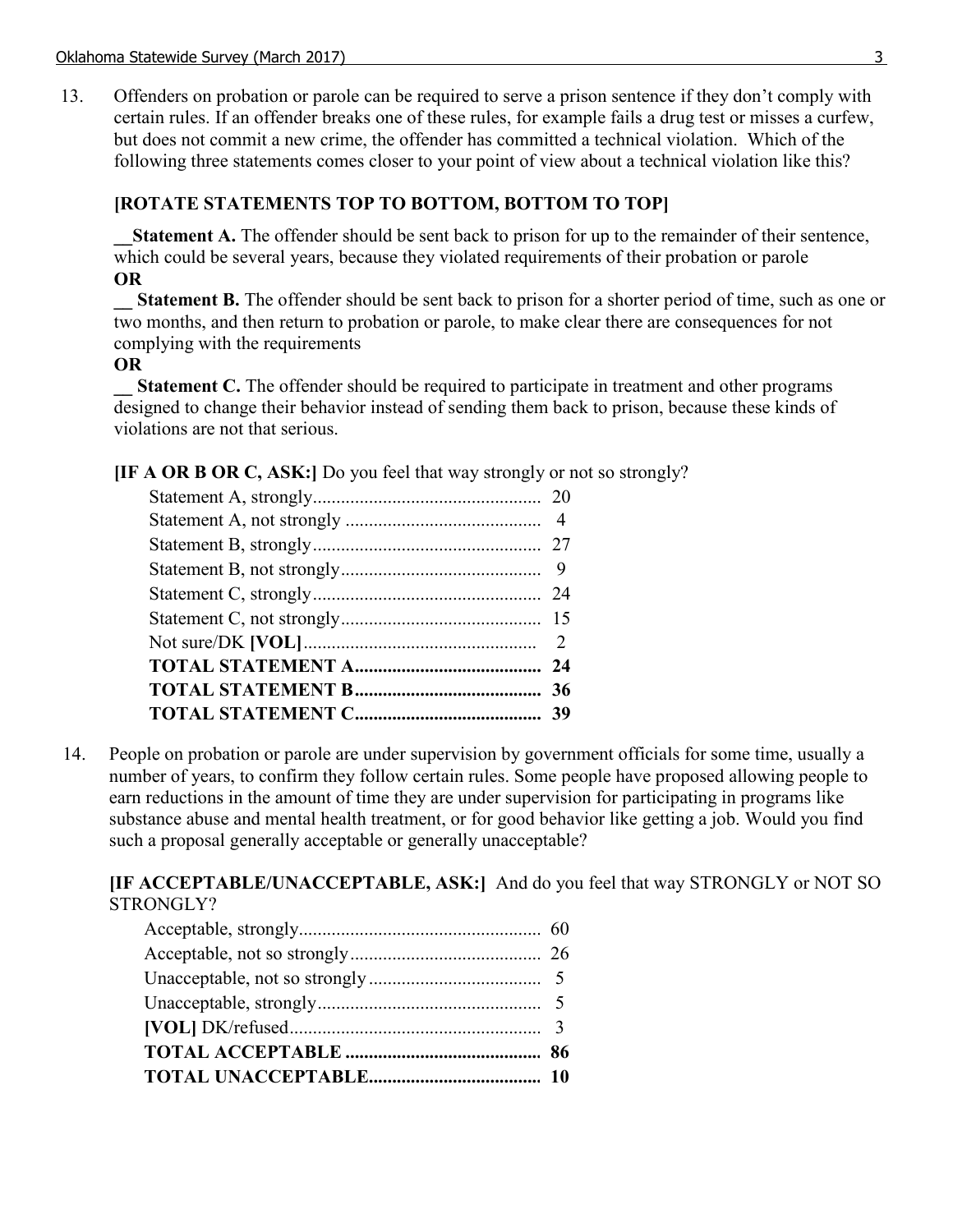13. Offenders on probation or parole can be required to serve a prison sentence if they don't comply with certain rules. If an offender breaks one of these rules, for example fails a drug test or misses a curfew, but does not commit a new crime, the offender has committed a technical violation. Which of the following three statements comes closer to your point of view about a technical violation like this?

**[ROTATE STATEMENTS TOP TO BOTTOM, BOTTOM TO TOP]**

__**Statement A.** The offender should be sent back to prison for up to the remainder of their sentence, which could be several years, because they violated requirements of their probation or parole
**OR**

__ **Statement B.** The offender should be sent back to prison for a shorter period of time, such as one or two months, and then return to probation or parole, to make clear there are consequences for not complying with the requirements
**OR**

__ **Statement C.** The offender should be required to participate in treatment and other programs designed to change their behavior instead of sending them back to prison, because these kinds of violations are not that serious.

**[IF A OR B OR C, ASK:]** Do you feel that way strongly or not so strongly?

| | |
|---|---|
| Statement A, strongly | 20 |
| Statement A, not strongly | 4 |
| Statement B, strongly | 27 |
| Statement B, not strongly | 9 |
| Statement C, strongly | 24 |
| Statement C, not strongly | 15 |
| Not sure/DK **[VOL]** | 2 |
| **TOTAL STATEMENT A** | **24** |
| **TOTAL STATEMENT B** | **36** |
| **TOTAL STATEMENT C** | **39** |

14. People on probation or parole are under supervision by government officials for some time, usually a number of years, to confirm they follow certain rules. Some people have proposed allowing people to earn reductions in the amount of time they are under supervision for participating in programs like substance abuse and mental health treatment, or for good behavior like getting a job. Would you find such a proposal generally acceptable or generally unacceptable?

**[IF ACCEPTABLE/UNACCEPTABLE, ASK:]** And do you feel that way STRONGLY or NOT SO STRONGLY?

| | |
|---|---|
| Acceptable, strongly | 60 |
| Acceptable, not so strongly | 26 |
| Unacceptable, not so strongly | 5 |
| Unacceptable, strongly | 5 |
| **[VOL]** DK/refused | 3 |
| **TOTAL ACCEPTABLE** | **86** |
| **TOTAL UNACCEPTABLE** | **10** |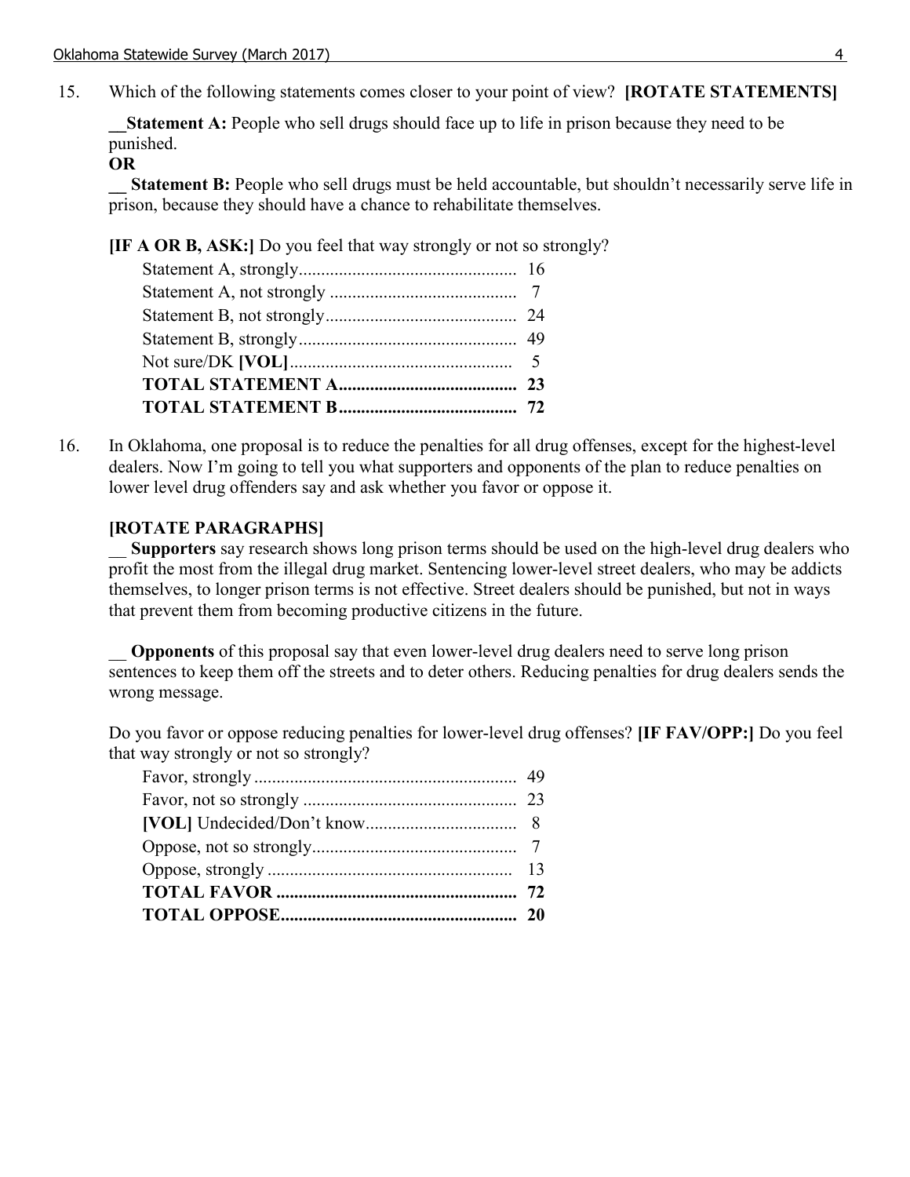15. Which of the following statements comes closer to your point of view? **[ROTATE STATEMENTS]**

__**Statement A:** People who sell drugs should face up to life in prison because they need to be punished.

**OR**

__ **Statement B:** People who sell drugs must be held accountable, but shouldn't necessarily serve life in prison, because they should have a chance to rehabilitate themselves.

**[IF A OR B, ASK:]** Do you feel that way strongly or not so strongly?

| Response | % |
|---|---|
| Statement A, strongly | 16 |
| Statement A, not strongly | 7 |
| Statement B, not strongly | 24 |
| Statement B, strongly | 49 |
| Not sure/DK **[VOL]** | 5 |
| **TOTAL STATEMENT A** | **23** |
| **TOTAL STATEMENT B** | **72** |

16. In Oklahoma, one proposal is to reduce the penalties for all drug offenses, except for the highest-level dealers. Now I'm going to tell you what supporters and opponents of the plan to reduce penalties on lower level drug offenders say and ask whether you favor or oppose it.

**[ROTATE PARAGRAPHS]**

__ **Supporters** say research shows long prison terms should be used on the high-level drug dealers who profit the most from the illegal drug market. Sentencing lower-level street dealers, who may be addicts themselves, to longer prison terms is not effective. Street dealers should be punished, but not in ways that prevent them from becoming productive citizens in the future.

__ **Opponents** of this proposal say that even lower-level drug dealers need to serve long prison sentences to keep them off the streets and to deter others. Reducing penalties for drug dealers sends the wrong message.

Do you favor or oppose reducing penalties for lower-level drug offenses? **[IF FAV/OPP:]** Do you feel that way strongly or not so strongly?

| Response | % |
|---|---|
| Favor, strongly | 49 |
| Favor, not so strongly | 23 |
| **[VOL]** Undecided/Don't know | 8 |
| Oppose, not so strongly | 7 |
| Oppose, strongly | 13 |
| **TOTAL FAVOR** | **72** |
| **TOTAL OPPOSE** | **20** |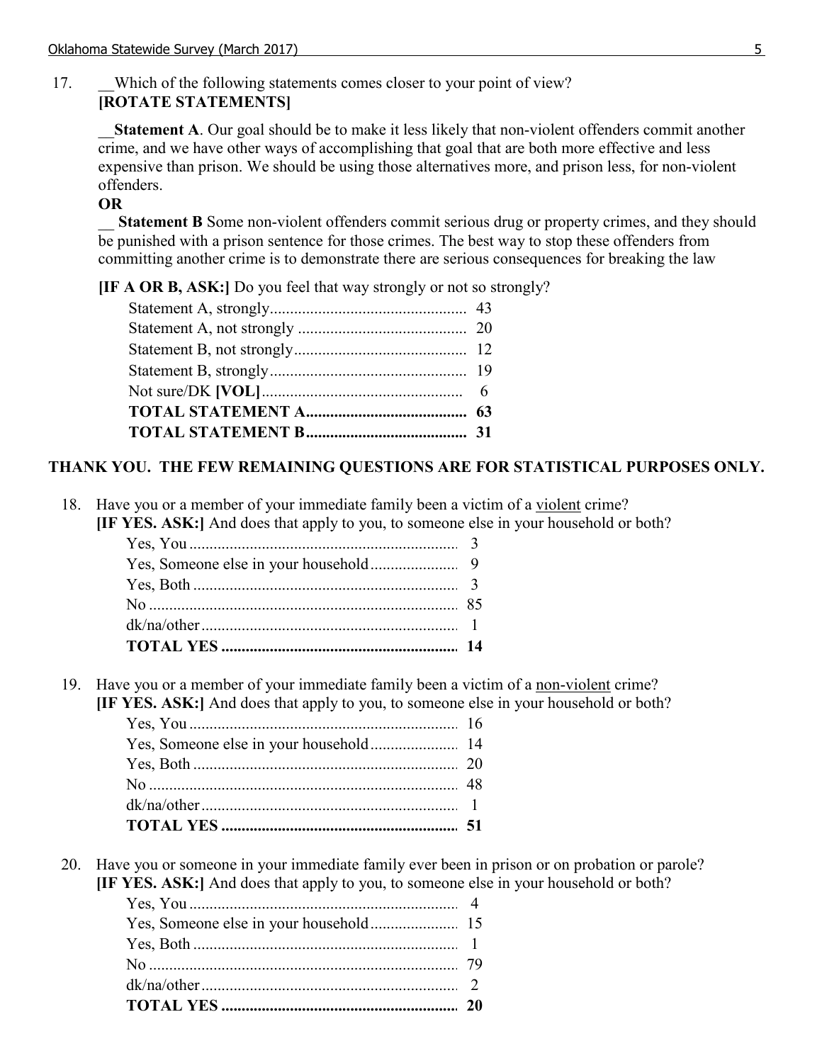17. __Which of the following statements comes closer to your point of view? **[ROTATE STATEMENTS]**

__**Statement A**. Our goal should be to make it less likely that non-violent offenders commit another crime, and we have other ways of accomplishing that goal that are both more effective and less expensive than prison. We should be using those alternatives more, and prison less, for non-violent offenders.

**OR**

__ **Statement B** Some non-violent offenders commit serious drug or property crimes, and they should be punished with a prison sentence for those crimes. The best way to stop these offenders from committing another crime is to demonstrate there are serious consequences for breaking the law

**[IF A OR B, ASK:]** Do you feel that way strongly or not so strongly?

| | |
|---|---|
| Statement A, strongly | 43 |
| Statement A, not strongly | 20 |
| Statement B, not strongly | 12 |
| Statement B, strongly | 19 |
| Not sure/DK **[VOL]** | 6 |
| **TOTAL STATEMENT A** | **63** |
| **TOTAL STATEMENT B** | **31** |

**THANK YOU. THE FEW REMAINING QUESTIONS ARE FOR STATISTICAL PURPOSES ONLY.**

18. Have you or a member of your immediate family been a victim of a violent crime? **[IF YES. ASK:]** And does that apply to you, to someone else in your household or both?

| | |
|---|---|
| Yes, You | 3 |
| Yes, Someone else in your household | 9 |
| Yes, Both | 3 |
| No | 85 |
| dk/na/other | 1 |
| **TOTAL YES** | **14** |

19. Have you or a member of your immediate family been a victim of a non-violent crime? **[IF YES. ASK:]** And does that apply to you, to someone else in your household or both?

| | |
|---|---|
| Yes, You | 16 |
| Yes, Someone else in your household | 14 |
| Yes, Both | 20 |
| No | 48 |
| dk/na/other | 1 |
| **TOTAL YES** | **51** |

20. Have you or someone in your immediate family ever been in prison or on probation or parole? **[IF YES. ASK:]** And does that apply to you, to someone else in your household or both?

| | |
|---|---|
| Yes, You | 4 |
| Yes, Someone else in your household | 15 |
| Yes, Both | 1 |
| No | 79 |
| dk/na/other | 2 |
| **TOTAL YES** | **20** |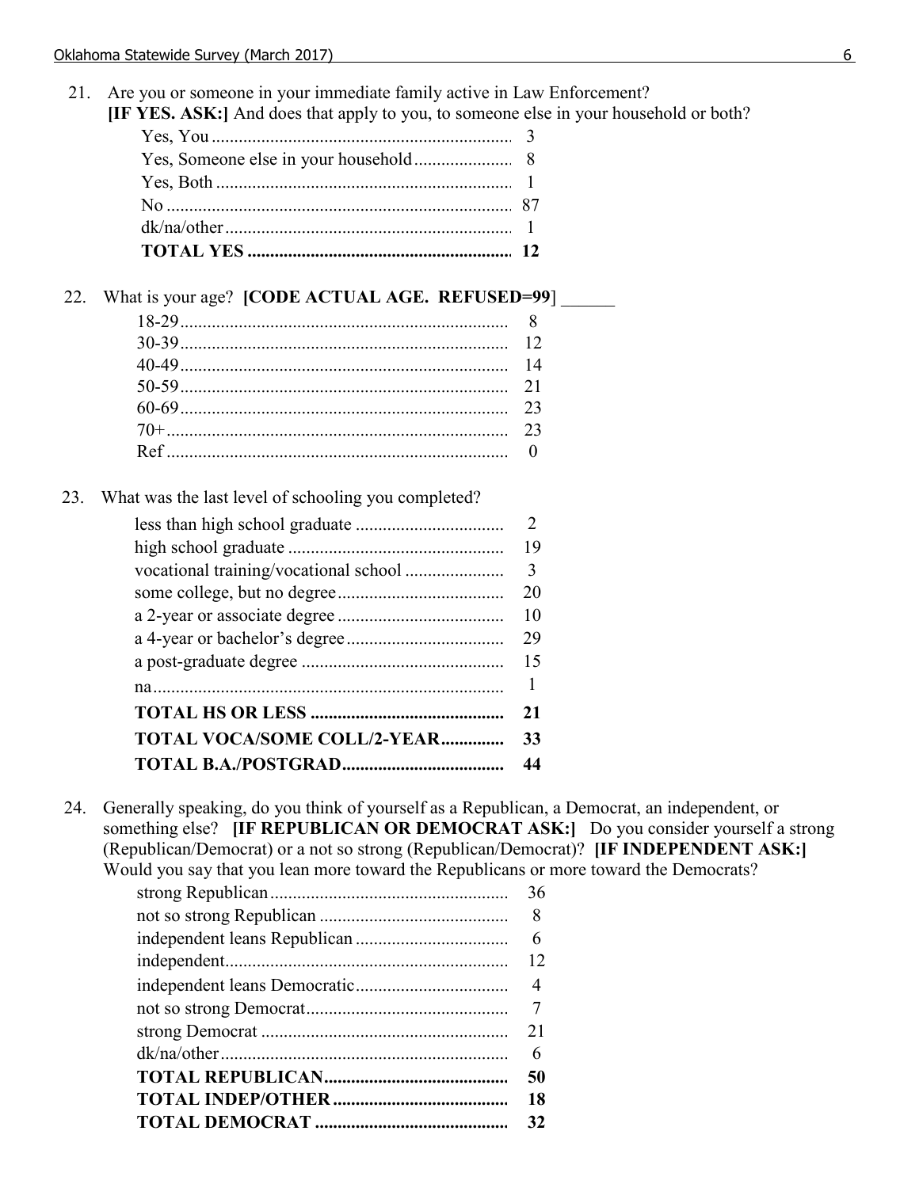21. Are you or someone in your immediate family active in Law Enforcement?
**[IF YES. ASK:]** And does that apply to you, to someone else in your household or both?

| | |
|---|---|
| Yes, You | 3 |
| Yes, Someone else in your household | 8 |
| Yes, Both | 1 |
| No | 87 |
| dk/na/other | 1 |
| **TOTAL YES** | **12** |

22. What is your age? **[CODE ACTUAL AGE. REFUSED=99]** ______

| | |
|---|---|
| 18-29 | 8 |
| 30-39 | 12 |
| 40-49 | 14 |
| 50-59 | 21 |
| 60-69 | 23 |
| 70+ | 23 |
| Ref | 0 |

23. What was the last level of schooling you completed?

| | |
|---|---|
| less than high school graduate | 2 |
| high school graduate | 19 |
| vocational training/vocational school | 3 |
| some college, but no degree | 20 |
| a 2-year or associate degree | 10 |
| a 4-year or bachelor's degree | 29 |
| a post-graduate degree | 15 |
| na | 1 |
| **TOTAL HS OR LESS** | **21** |
| **TOTAL VOCA/SOME COLL/2-YEAR** | **33** |
| **TOTAL B.A./POSTGRAD** | **44** |

24. Generally speaking, do you think of yourself as a Republican, a Democrat, an independent, or something else? **[IF REPUBLICAN OR DEMOCRAT ASK:]** Do you consider yourself a strong (Republican/Democrat) or a not so strong (Republican/Democrat)? **[IF INDEPENDENT ASK:]** Would you say that you lean more toward the Republicans or more toward the Democrats?

| | |
|---|---|
| strong Republican | 36 |
| not so strong Republican | 8 |
| independent leans Republican | 6 |
| independent | 12 |
| independent leans Democratic | 4 |
| not so strong Democrat | 7 |
| strong Democrat | 21 |
| dk/na/other | 6 |
| **TOTAL REPUBLICAN** | **50** |
| **TOTAL INDEP/OTHER** | **18** |
| **TOTAL DEMOCRAT** | **32** |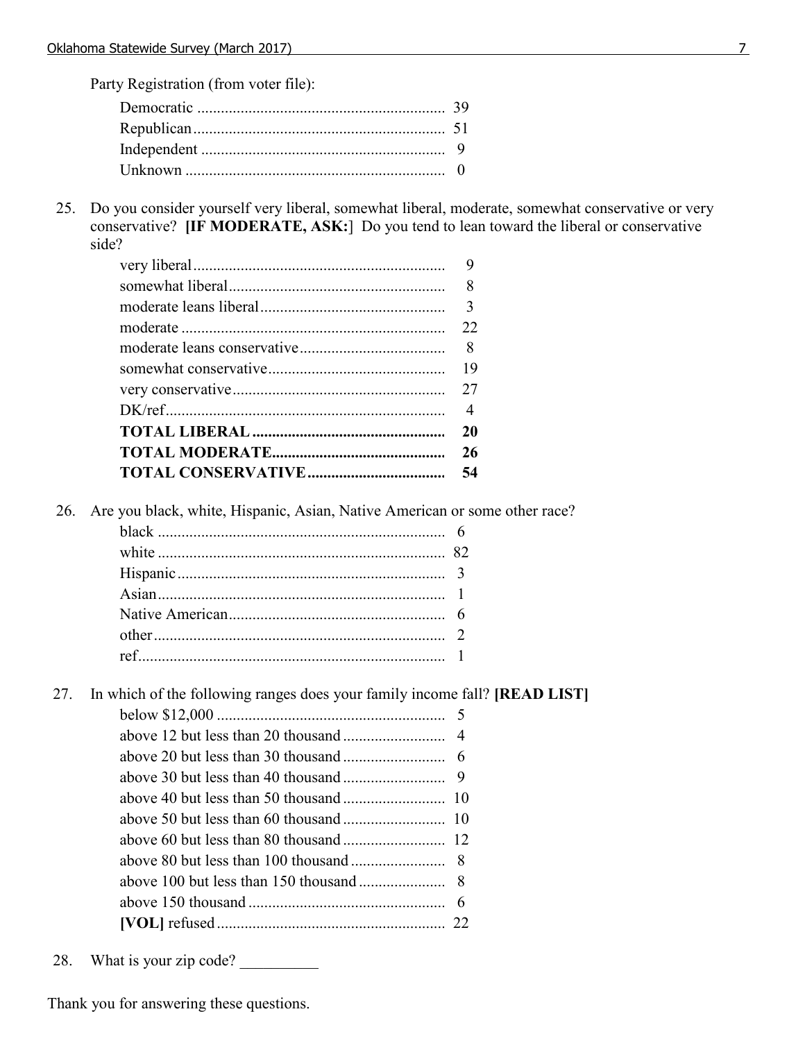Party Registration (from voter file):

| | |
|---|---|
| Democratic | 39 |
| Republican | 51 |
| Independent | 9 |
| Unknown | 0 |

25. Do you consider yourself very liberal, somewhat liberal, moderate, somewhat conservative or very conservative? **[IF MODERATE, ASK:**] Do you tend to lean toward the liberal or conservative side?

| | |
|---|---|
| very liberal | 9 |
| somewhat liberal | 8 |
| moderate leans liberal | 3 |
| moderate | 22 |
| moderate leans conservative | 8 |
| somewhat conservative | 19 |
| very conservative | 27 |
| DK/ref | 4 |
| **TOTAL LIBERAL** | **20** |
| **TOTAL MODERATE** | **26** |
| **TOTAL CONSERVATIVE** | **54** |

26. Are you black, white, Hispanic, Asian, Native American or some other race?

| | |
|---|---|
| black | 6 |
| white | 82 |
| Hispanic | 3 |
| Asian | 1 |
| Native American | 6 |
| other | 2 |
| ref | 1 |

27. In which of the following ranges does your family income fall? **[READ LIST]**

| | |
|---|---|
| below $12,000 | 5 |
| above 12 but less than 20 thousand | 4 |
| above 20 but less than 30 thousand | 6 |
| above 30 but less than 40 thousand | 9 |
| above 40 but less than 50 thousand | 10 |
| above 50 but less than 60 thousand | 10 |
| above 60 but less than 80 thousand | 12 |
| above 80 but less than 100 thousand | 8 |
| above 100 but less than 150 thousand | 8 |
| above 150 thousand | 6 |
| **[VOL]** refused | 22 |

28. What is your zip code? __________

Thank you for answering these questions.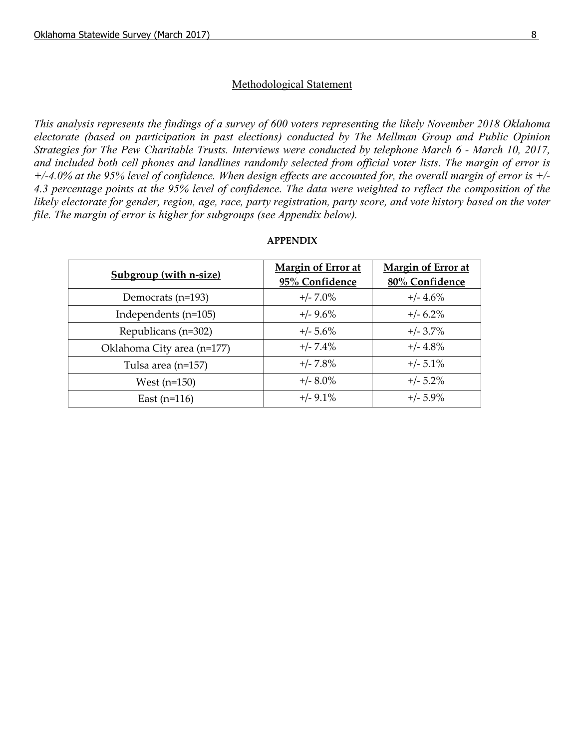## Methodological Statement

*This analysis represents the findings of a survey of 600 voters representing the likely November 2018 Oklahoma electorate (based on participation in past elections) conducted by The Mellman Group and Public Opinion Strategies for The Pew Charitable Trusts. Interviews were conducted by telephone March 6 - March 10, 2017, and included both cell phones and landlines randomly selected from official voter lists. The margin of error is +/-4.0% at the 95% level of confidence. When design effects are accounted for, the overall margin of error is +/- 4.3 percentage points at the 95% level of confidence. The data were weighted to reflect the composition of the likely electorate for gender, region, age, race, party registration, party score, and vote history based on the voter file. The margin of error is higher for subgroups (see Appendix below).*

**APPENDIX**

| Subgroup (with n-size) | Margin of Error at 95% Confidence | Margin of Error at 80% Confidence |
|---|---|---|
| Democrats (n=193) | +/- 7.0% | +/- 4.6% |
| Independents (n=105) | +/- 9.6% | +/- 6.2% |
| Republicans (n=302) | +/- 5.6% | +/- 3.7% |
| Oklahoma City area (n=177) | +/- 7.4% | +/- 4.8% |
| Tulsa area (n=157) | +/- 7.8% | +/- 5.1% |
| West (n=150) | +/- 8.0% | +/- 5.2% |
| East (n=116) | +/- 9.1% | +/- 5.9% |